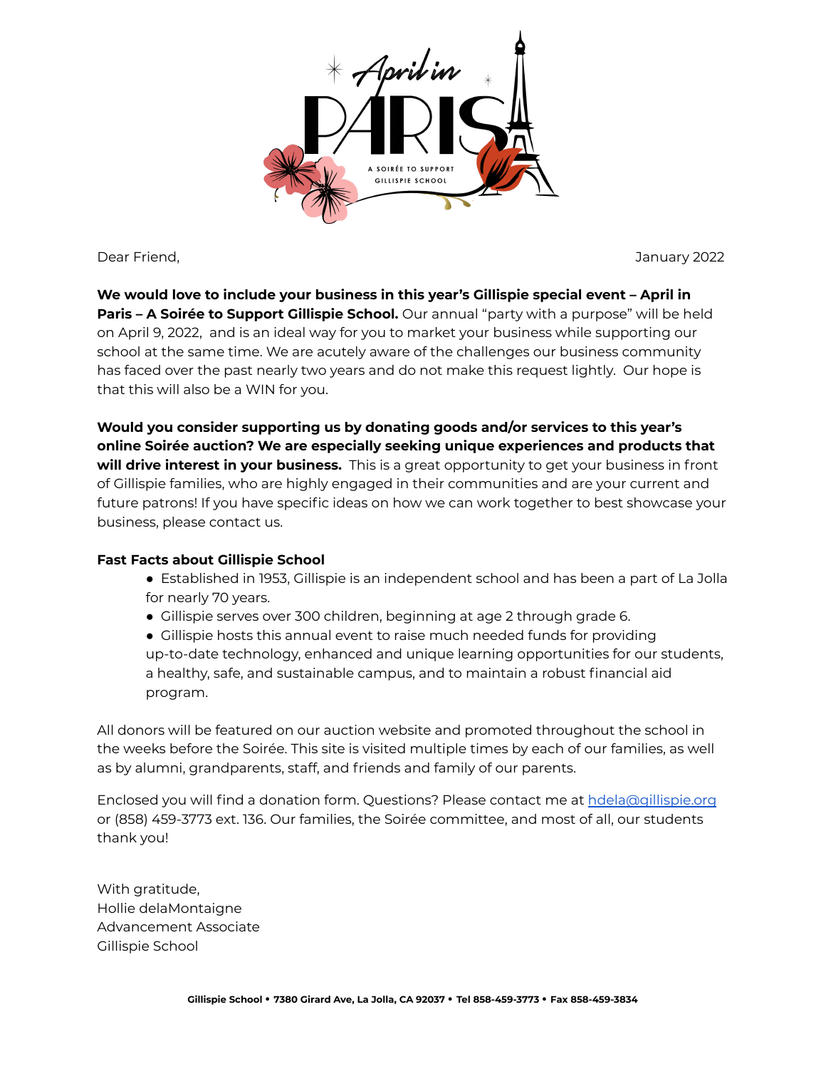# April in PARIS

A SOIRÉE TO SUPPORT GILLISPIE SCHOOL

Dear Friend, January 2022

**We would love to include your business in this year's Gillispie special event – April in Paris – A Soirée to Support Gillispie School.** Our annual "party with a purpose" will be held on April 9, 2022, and is an ideal way for you to market your business while supporting our school at the same time. We are acutely aware of the challenges our business community has faced over the past nearly two years and do not make this request lightly. Our hope is that this will also be a WIN for you.

**Would you consider supporting us by donating goods and/or services to this year's online Soirée auction? We are especially seeking unique experiences and products that will drive interest in your business.** This is a great opportunity to get your business in front of Gillispie families, who are highly engaged in their communities and are your current and future patrons! If you have specific ideas on how we can work together to best showcase your business, please contact us.

**Fast Facts about Gillispie School**

- Established in 1953, Gillispie is an independent school and has been a part of La Jolla for nearly 70 years.
- Gillispie serves over 300 children, beginning at age 2 through grade 6.
- Gillispie hosts this annual event to raise much needed funds for providing up-to-date technology, enhanced and unique learning opportunities for our students, a healthy, safe, and sustainable campus, and to maintain a robust financial aid program.

All donors will be featured on our auction website and promoted throughout the school in the weeks before the Soirée. This site is visited multiple times by each of our families, as well as by alumni, grandparents, staff, and friends and family of our parents.

Enclosed you will find a donation form. Questions? Please contact me at hdela@gillispie.org or (858) 459-3773 ext. 136. Our families, the Soirée committee, and most of all, our students thank you!

With gratitude,
Hollie delaMontaigne
Advancement Associate
Gillispie School

**Gillispie School • 7380 Girard Ave, La Jolla, CA 92037 • Tel 858-459-3773 • Fax 858-459-3834**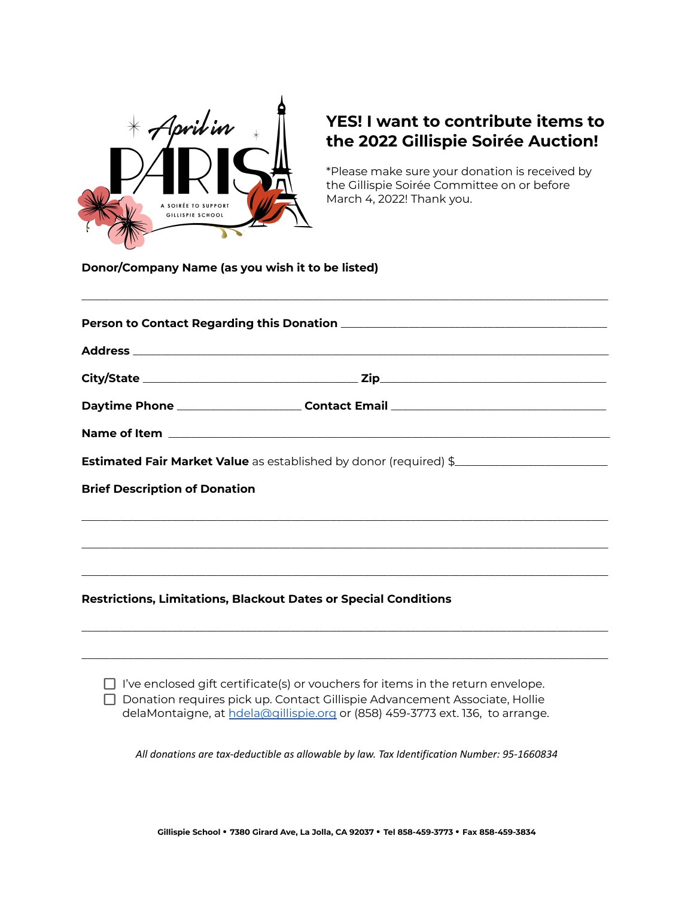April in PARIS

A SOIRÉE TO SUPPORT GILLISPIE SCHOOL

## YES! I want to contribute items to the 2022 Gillispie Soirée Auction!

*Please make sure your donation is received by the Gillispie Soirée Committee on or before March 4, 2022! Thank you.

**Donor/Company Name (as you wish it to be listed)**

___________________________________________________________________________

**Person to Contact Regarding this Donation** ________________________________

**Address** ___________________________________________________________

**City/State** ______________________________ **Zip**_______________________________

**Daytime Phone** _________________ **Contact Email** _____________________________

**Name of Item** _______________________________________________________

**Estimated Fair Market Value** as established by donor (required) $_____________________

**Brief Description of Donation**

___________________________________________________________________________

___________________________________________________________________________

___________________________________________________________________________

**Restrictions, Limitations, Blackout Dates or Special Conditions**

___________________________________________________________________________

___________________________________________________________________________

- ☐ I've enclosed gift certificate(s) or vouchers for items in the return envelope.
- ☐ Donation requires pick up. Contact Gillispie Advancement Associate, Hollie delaMontaigne, at hdela@gillispie.org or (858) 459-3773 ext. 136, to arrange.

*All donations are tax-deductible as allowable by law. Tax Identification Number: 95-1660834*

**Gillispie School • 7380 Girard Ave, La Jolla, CA 92037 • Tel 858-459-3773 • Fax 858-459-3834**